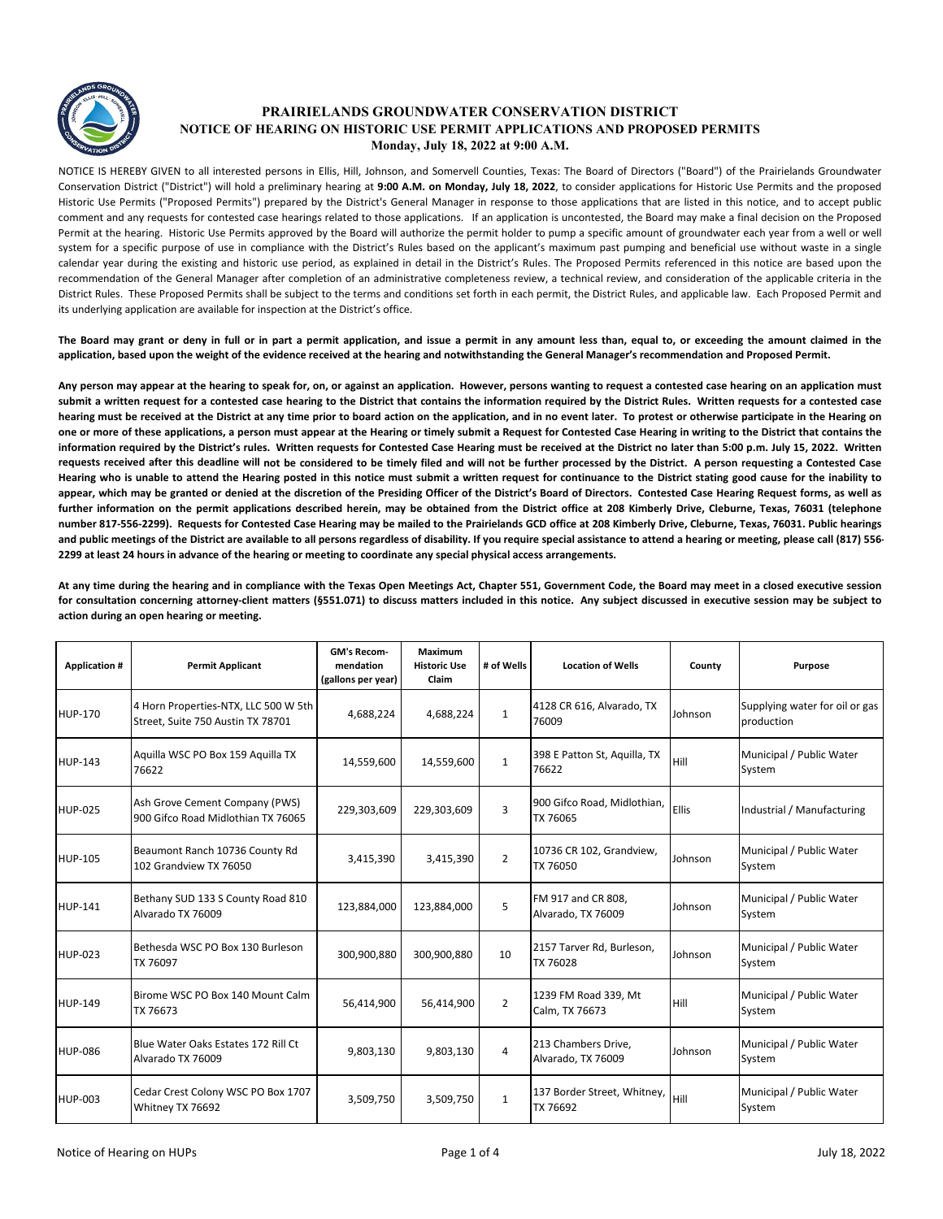# PRAIRIELANDS GROUNDWATER CONSERVATION DISTRICT
## NOTICE OF HEARING ON HISTORIC USE PERMIT APPLICATIONS AND PROPOSED PERMITS
### Monday, July 18, 2022 at 9:00 A.M.

NOTICE IS HEREBY GIVEN to all interested persons in Ellis, Hill, Johnson, and Somervell Counties, Texas: The Board of Directors ("Board") of the Prairielands Groundwater Conservation District ("District") will hold a preliminary hearing at **9:00 A.M. on Monday, July 18, 2022**, to consider applications for Historic Use Permits and the proposed Historic Use Permits ("Proposed Permits") prepared by the District's General Manager in response to those applications that are listed in this notice, and to accept public comment and any requests for contested case hearings related to those applications. If an application is uncontested, the Board may make a final decision on the Proposed Permit at the hearing. Historic Use Permits approved by the Board will authorize the permit holder to pump a specific amount of groundwater each year from a well or well system for a specific purpose of use in compliance with the District's Rules based on the applicant's maximum past pumping and beneficial use without waste in a single calendar year during the existing and historic use period, as explained in detail in the District's Rules. The Proposed Permits referenced in this notice are based upon the recommendation of the General Manager after completion of an administrative completeness review, a technical review, and consideration of the applicable criteria in the District Rules. These Proposed Permits shall be subject to the terms and conditions set forth in each permit, the District Rules, and applicable law. Each Proposed Permit and its underlying application are available for inspection at the District's office.

**The Board may grant or deny in full or in part a permit application, and issue a permit in any amount less than, equal to, or exceeding the amount claimed in the application, based upon the weight of the evidence received at the hearing and notwithstanding the General Manager's recommendation and Proposed Permit.**

**Any person may appear at the hearing to speak for, on, or against an application. However, persons wanting to request a contested case hearing on an application must submit a written request for a contested case hearing to the District that contains the information required by the District Rules. Written requests for a contested case hearing must be received at the District at any time prior to board action on the application, and in no event later. To protest or otherwise participate in the Hearing on one or more of these applications, a person must appear at the Hearing or timely submit a Request for Contested Case Hearing in writing to the District that contains the information required by the District's rules. Written requests for Contested Case Hearing must be received at the District no later than 5:00 p.m. July 15, 2022. Written requests received after this deadline will not be considered to be timely filed and will not be further processed by the District. A person requesting a Contested Case Hearing who is unable to attend the Hearing posted in this notice must submit a written request for continuance to the District stating good cause for the inability to appear, which may be granted or denied at the discretion of the Presiding Officer of the District's Board of Directors. Contested Case Hearing Request forms, as well as further information on the permit applications described herein, may be obtained from the District office at 208 Kimberly Drive, Cleburne, Texas, 76031 (telephone number 817-556-2299). Requests for Contested Case Hearing may be mailed to the Prairielands GCD office at 208 Kimberly Drive, Cleburne, Texas, 76031. Public hearings and public meetings of the District are available to all persons regardless of disability. If you require special assistance to attend a hearing or meeting, please call (817) 556-2299 at least 24 hours in advance of the hearing or meeting to coordinate any special physical access arrangements.**

**At any time during the hearing and in compliance with the Texas Open Meetings Act, Chapter 551, Government Code, the Board may meet in a closed executive session for consultation concerning attorney-client matters (§551.071) to discuss matters included in this notice. Any subject discussed in executive session may be subject to action during an open hearing or meeting.**

| Application # | Permit Applicant | GM's Recom-mendation (gallons per year) | Maximum Historic Use Claim | # of Wells | Location of Wells | County | Purpose |
|---|---|---|---|---|---|---|---|
| HUP-170 | 4 Horn Properties-NTX, LLC 500 W 5th Street, Suite 750 Austin TX 78701 | 4,688,224 | 4,688,224 | 1 | 4128 CR 616, Alvarado, TX 76009 | Johnson | Supplying water for oil or gas production |
| HUP-143 | Aquilla WSC PO Box 159 Aquilla TX 76622 | 14,559,600 | 14,559,600 | 1 | 398 E Patton St, Aquilla, TX 76622 | Hill | Municipal / Public Water System |
| HUP-025 | Ash Grove Cement Company (PWS) 900 Gifco Road Midlothian TX 76065 | 229,303,609 | 229,303,609 | 3 | 900 Gifco Road, Midlothian, TX 76065 | Ellis | Industrial / Manufacturing |
| HUP-105 | Beaumont Ranch 10736 County Rd 102 Grandview TX 76050 | 3,415,390 | 3,415,390 | 2 | 10736 CR 102, Grandview, TX 76050 | Johnson | Municipal / Public Water System |
| HUP-141 | Bethany SUD 133 S County Road 810 Alvarado TX 76009 | 123,884,000 | 123,884,000 | 5 | FM 917 and CR 808, Alvarado, TX 76009 | Johnson | Municipal / Public Water System |
| HUP-023 | Bethesda WSC PO Box 130 Burleson TX 76097 | 300,900,880 | 300,900,880 | 10 | 2157 Tarver Rd, Burleson, TX 76028 | Johnson | Municipal / Public Water System |
| HUP-149 | Birome WSC PO Box 140 Mount Calm TX 76673 | 56,414,900 | 56,414,900 | 2 | 1239 FM Road 339, Mt Calm, TX 76673 | Hill | Municipal / Public Water System |
| HUP-086 | Blue Water Oaks Estates 172 Rill Ct Alvarado TX 76009 | 9,803,130 | 9,803,130 | 4 | 213 Chambers Drive, Alvarado, TX 76009 | Johnson | Municipal / Public Water System |
| HUP-003 | Cedar Crest Colony WSC PO Box 1707 Whitney TX 76692 | 3,509,750 | 3,509,750 | 1 | 137 Border Street, Whitney, TX 76692 | Hill | Municipal / Public Water System |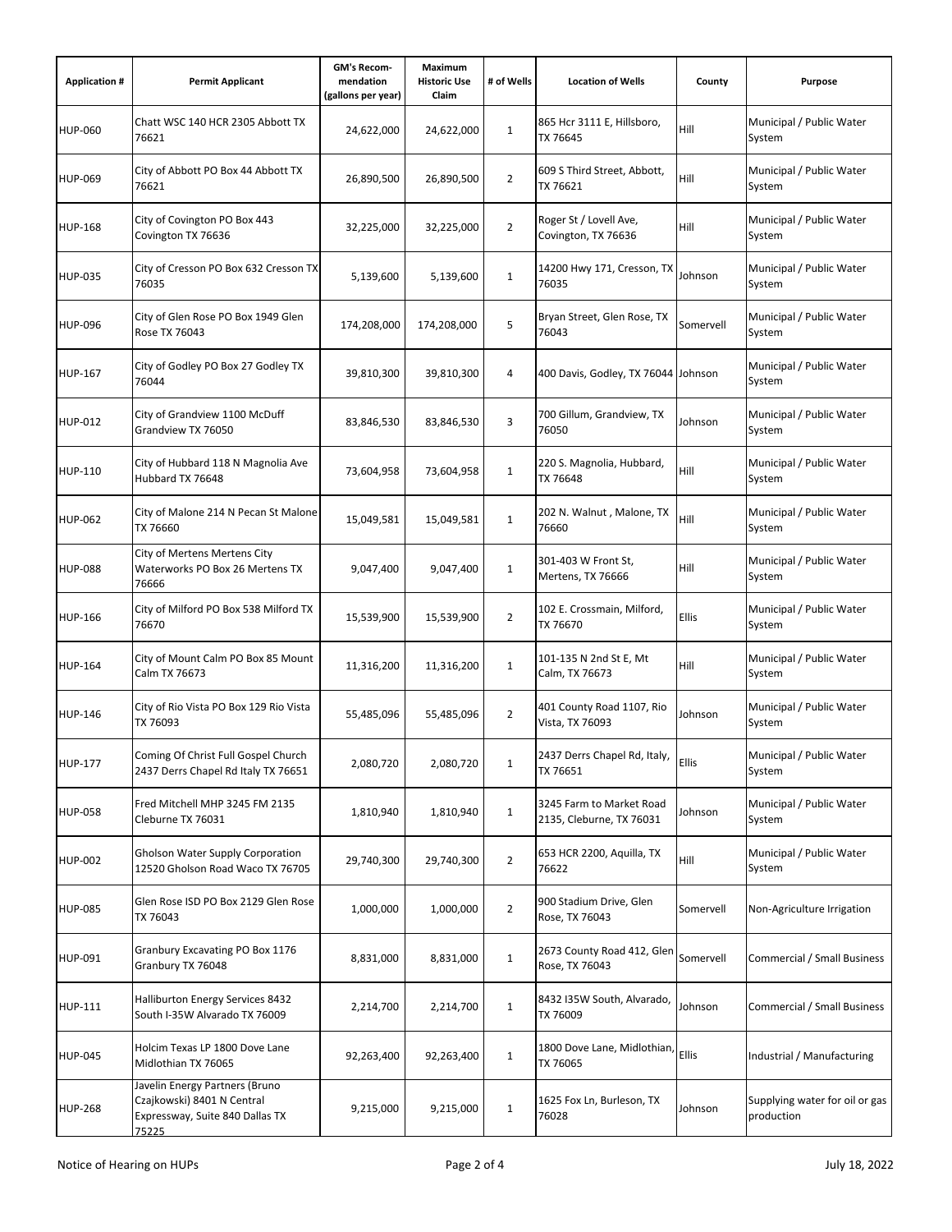| Application # | Permit Applicant | GM's Recom-mendation (gallons per year) | Maximum Historic Use Claim | # of Wells | Location of Wells | County | Purpose |
|---|---|---|---|---|---|---|---|
| HUP-060 | Chatt WSC 140 HCR 2305 Abbott TX 76621 | 24,622,000 | 24,622,000 | 1 | 865 Hcr 3111 E, Hillsboro, TX 76645 | Hill | Municipal / Public Water System |
| HUP-069 | City of Abbott PO Box 44 Abbott TX 76621 | 26,890,500 | 26,890,500 | 2 | 609 S Third Street, Abbott, TX 76621 | Hill | Municipal / Public Water System |
| HUP-168 | City of Covington PO Box 443 Covington TX 76636 | 32,225,000 | 32,225,000 | 2 | Roger St / Lovell Ave, Covington, TX 76636 | Hill | Municipal / Public Water System |
| HUP-035 | City of Cresson PO Box 632 Cresson TX 76035 | 5,139,600 | 5,139,600 | 1 | 14200 Hwy 171, Cresson, TX 76035 | Johnson | Municipal / Public Water System |
| HUP-096 | City of Glen Rose PO Box 1949 Glen Rose TX 76043 | 174,208,000 | 174,208,000 | 5 | Bryan Street, Glen Rose, TX 76043 | Somervell | Municipal / Public Water System |
| HUP-167 | City of Godley PO Box 27 Godley TX 76044 | 39,810,300 | 39,810,300 | 4 | 400 Davis, Godley, TX 76044 | Johnson | Municipal / Public Water System |
| HUP-012 | City of Grandview 1100 McDuff Grandview TX 76050 | 83,846,530 | 83,846,530 | 3 | 700 Gillum, Grandview, TX 76050 | Johnson | Municipal / Public Water System |
| HUP-110 | City of Hubbard 118 N Magnolia Ave Hubbard TX 76648 | 73,604,958 | 73,604,958 | 1 | 220 S. Magnolia, Hubbard, TX 76648 | Hill | Municipal / Public Water System |
| HUP-062 | City of Malone 214 N Pecan St Malone TX 76660 | 15,049,581 | 15,049,581 | 1 | 202 N. Walnut , Malone, TX 76660 | Hill | Municipal / Public Water System |
| HUP-088 | City of Mertens Mertens City Waterworks PO Box 26 Mertens TX 76666 | 9,047,400 | 9,047,400 | 1 | 301-403 W Front St, Mertens, TX 76666 | Hill | Municipal / Public Water System |
| HUP-166 | City of Milford PO Box 538 Milford TX 76670 | 15,539,900 | 15,539,900 | 2 | 102 E. Crossmain, Milford, TX 76670 | Ellis | Municipal / Public Water System |
| HUP-164 | City of Mount Calm PO Box 85 Mount Calm TX 76673 | 11,316,200 | 11,316,200 | 1 | 101-135 N 2nd St E, Mt Calm, TX 76673 | Hill | Municipal / Public Water System |
| HUP-146 | City of Rio Vista PO Box 129 Rio Vista TX 76093 | 55,485,096 | 55,485,096 | 2 | 401 County Road 1107, Rio Vista, TX 76093 | Johnson | Municipal / Public Water System |
| HUP-177 | Coming Of Christ Full Gospel Church 2437 Derrs Chapel Rd Italy TX 76651 | 2,080,720 | 2,080,720 | 1 | 2437 Derrs Chapel Rd, Italy, TX 76651 | Ellis | Municipal / Public Water System |
| HUP-058 | Fred Mitchell MHP 3245 FM 2135 Cleburne TX 76031 | 1,810,940 | 1,810,940 | 1 | 3245 Farm to Market Road 2135, Cleburne, TX 76031 | Johnson | Municipal / Public Water System |
| HUP-002 | Gholson Water Supply Corporation 12520 Gholson Road Waco TX 76705 | 29,740,300 | 29,740,300 | 2 | 653 HCR 2200, Aquilla, TX 76622 | Hill | Municipal / Public Water System |
| HUP-085 | Glen Rose ISD PO Box 2129 Glen Rose TX 76043 | 1,000,000 | 1,000,000 | 2 | 900 Stadium Drive, Glen Rose, TX 76043 | Somervell | Non-Agriculture Irrigation |
| HUP-091 | Granbury Excavating PO Box 1176 Granbury TX 76048 | 8,831,000 | 8,831,000 | 1 | 2673 County Road 412, Glen Rose, TX 76043 | Somervell | Commercial / Small Business |
| HUP-111 | Halliburton Energy Services 8432 South I-35W Alvarado TX 76009 | 2,214,700 | 2,214,700 | 1 | 8432 I35W South, Alvarado, TX 76009 | Johnson | Commercial / Small Business |
| HUP-045 | Holcim Texas LP 1800 Dove Lane Midlothian TX 76065 | 92,263,400 | 92,263,400 | 1 | 1800 Dove Lane, Midlothian, TX 76065 | Ellis | Industrial / Manufacturing |
| HUP-268 | Javelin Energy Partners (Bruno Czajkowski) 8401 N Central Expressway, Suite 840 Dallas TX 75225 | 9,215,000 | 9,215,000 | 1 | 1625 Fox Ln, Burleson, TX 76028 | Johnson | Supplying water for oil or gas production |

Notice of Hearing on HUPs

July 18, 2022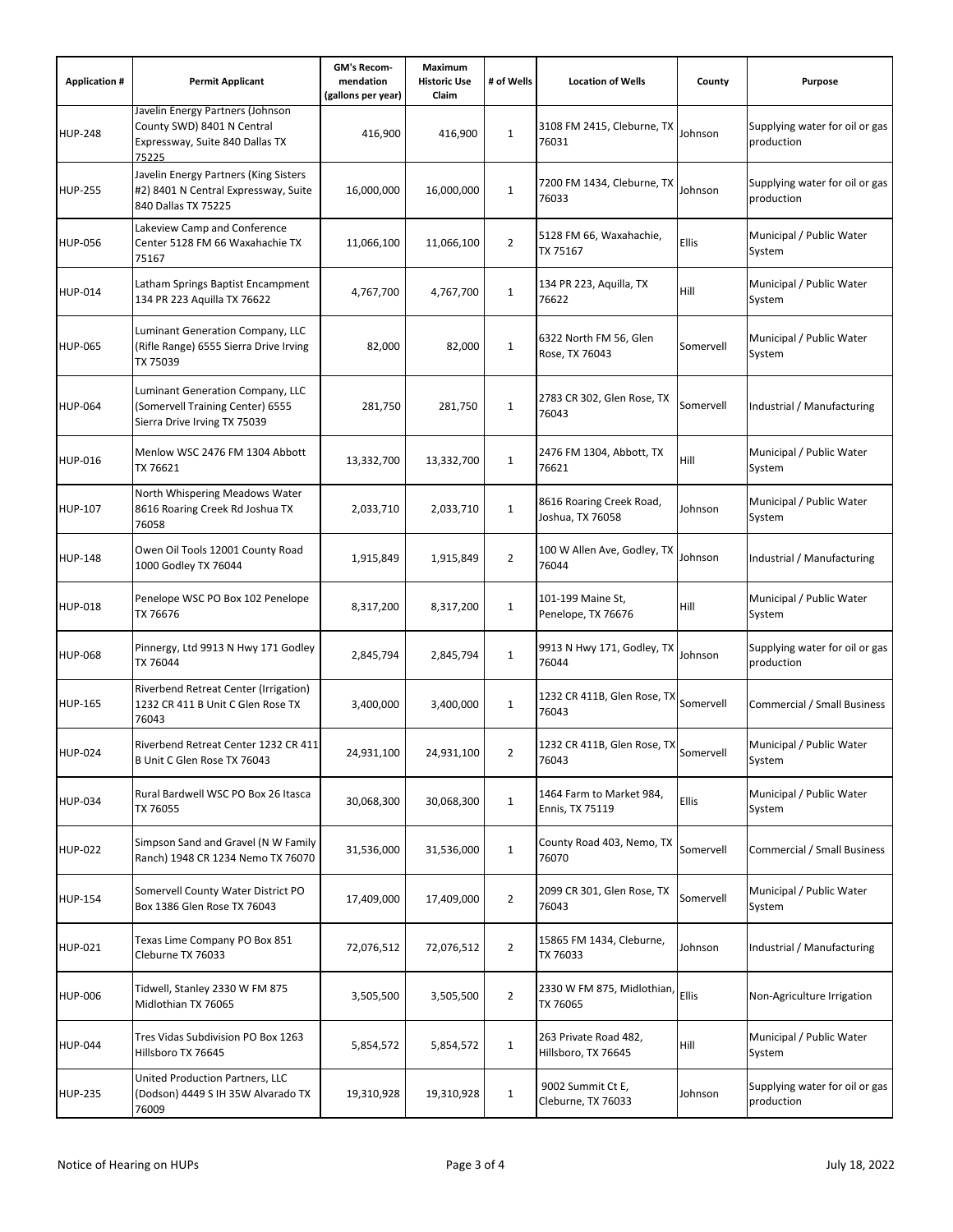| Application # | Permit Applicant | GM's Recom-mendation (gallons per year) | Maximum Historic Use Claim | # of Wells | Location of Wells | County | Purpose |
|---|---|---|---|---|---|---|---|
| HUP-248 | Javelin Energy Partners (Johnson County SWD) 8401 N Central Expressway, Suite 840 Dallas TX 75225 | 416,900 | 416,900 | 1 | 3108 FM 2415, Cleburne, TX 76031 | Johnson | Supplying water for oil or gas production |
| HUP-255 | Javelin Energy Partners (King Sisters #2) 8401 N Central Expressway, Suite 840 Dallas TX 75225 | 16,000,000 | 16,000,000 | 1 | 7200 FM 1434, Cleburne, TX 76033 | Johnson | Supplying water for oil or gas production |
| HUP-056 | Lakeview Camp and Conference Center 5128 FM 66 Waxahachie TX 75167 | 11,066,100 | 11,066,100 | 2 | 5128 FM 66, Waxahachie, TX 75167 | Ellis | Municipal / Public Water System |
| HUP-014 | Latham Springs Baptist Encampment 134 PR 223 Aquilla TX 76622 | 4,767,700 | 4,767,700 | 1 | 134 PR 223, Aquilla, TX 76622 | Hill | Municipal / Public Water System |
| HUP-065 | Luminant Generation Company, LLC (Rifle Range) 6555 Sierra Drive Irving TX 75039 | 82,000 | 82,000 | 1 | 6322 North FM 56, Glen Rose, TX 76043 | Somervell | Municipal / Public Water System |
| HUP-064 | Luminant Generation Company, LLC (Somervell Training Center) 6555 Sierra Drive Irving TX 75039 | 281,750 | 281,750 | 1 | 2783 CR 302, Glen Rose, TX 76043 | Somervell | Industrial / Manufacturing |
| HUP-016 | Menlow WSC 2476 FM 1304 Abbott TX 76621 | 13,332,700 | 13,332,700 | 1 | 2476 FM 1304, Abbott, TX 76621 | Hill | Municipal / Public Water System |
| HUP-107 | North Whispering Meadows Water 8616 Roaring Creek Rd Joshua TX 76058 | 2,033,710 | 2,033,710 | 1 | 8616 Roaring Creek Road, Joshua, TX 76058 | Johnson | Municipal / Public Water System |
| HUP-148 | Owen Oil Tools 12001 County Road 1000 Godley TX 76044 | 1,915,849 | 1,915,849 | 2 | 100 W Allen Ave, Godley, TX 76044 | Johnson | Industrial / Manufacturing |
| HUP-018 | Penelope WSC PO Box 102 Penelope TX 76676 | 8,317,200 | 8,317,200 | 1 | 101-199 Maine St, Penelope, TX 76676 | Hill | Municipal / Public Water System |
| HUP-068 | Pinnergy, Ltd 9913 N Hwy 171 Godley TX 76044 | 2,845,794 | 2,845,794 | 1 | 9913 N Hwy 171, Godley, TX 76044 | Johnson | Supplying water for oil or gas production |
| HUP-165 | Riverbend Retreat Center (Irrigation) 1232 CR 411 B Unit C Glen Rose TX 76043 | 3,400,000 | 3,400,000 | 1 | 1232 CR 411B, Glen Rose, TX 76043 | Somervell | Commercial / Small Business |
| HUP-024 | Riverbend Retreat Center 1232 CR 411 B Unit C Glen Rose TX 76043 | 24,931,100 | 24,931,100 | 2 | 1232 CR 411B, Glen Rose, TX 76043 | Somervell | Municipal / Public Water System |
| HUP-034 | Rural Bardwell WSC PO Box 26 Itasca TX 76055 | 30,068,300 | 30,068,300 | 1 | 1464 Farm to Market 984, Ennis, TX 75119 | Ellis | Municipal / Public Water System |
| HUP-022 | Simpson Sand and Gravel (N W Family Ranch) 1948 CR 1234 Nemo TX 76070 | 31,536,000 | 31,536,000 | 1 | County Road 403, Nemo, TX 76070 | Somervell | Commercial / Small Business |
| HUP-154 | Somervell County Water District PO Box 1386 Glen Rose TX 76043 | 17,409,000 | 17,409,000 | 2 | 2099 CR 301, Glen Rose, TX 76043 | Somervell | Municipal / Public Water System |
| HUP-021 | Texas Lime Company PO Box 851 Cleburne TX 76033 | 72,076,512 | 72,076,512 | 2 | 15865 FM 1434, Cleburne, TX 76033 | Johnson | Industrial / Manufacturing |
| HUP-006 | Tidwell, Stanley 2330 W FM 875 Midlothian TX 76065 | 3,505,500 | 3,505,500 | 2 | 2330 W FM 875, Midlothian, TX 76065 | Ellis | Non-Agriculture Irrigation |
| HUP-044 | Tres Vidas Subdivision PO Box 1263 Hillsboro TX 76645 | 5,854,572 | 5,854,572 | 1 | 263 Private Road 482, Hillsboro, TX 76645 | Hill | Municipal / Public Water System |
| HUP-235 | United Production Partners, LLC (Dodson) 4449 S IH 35W Alvarado TX 76009 | 19,310,928 | 19,310,928 | 1 | 9002 Summit Ct E, Cleburne, TX 76033 | Johnson | Supplying water for oil or gas production |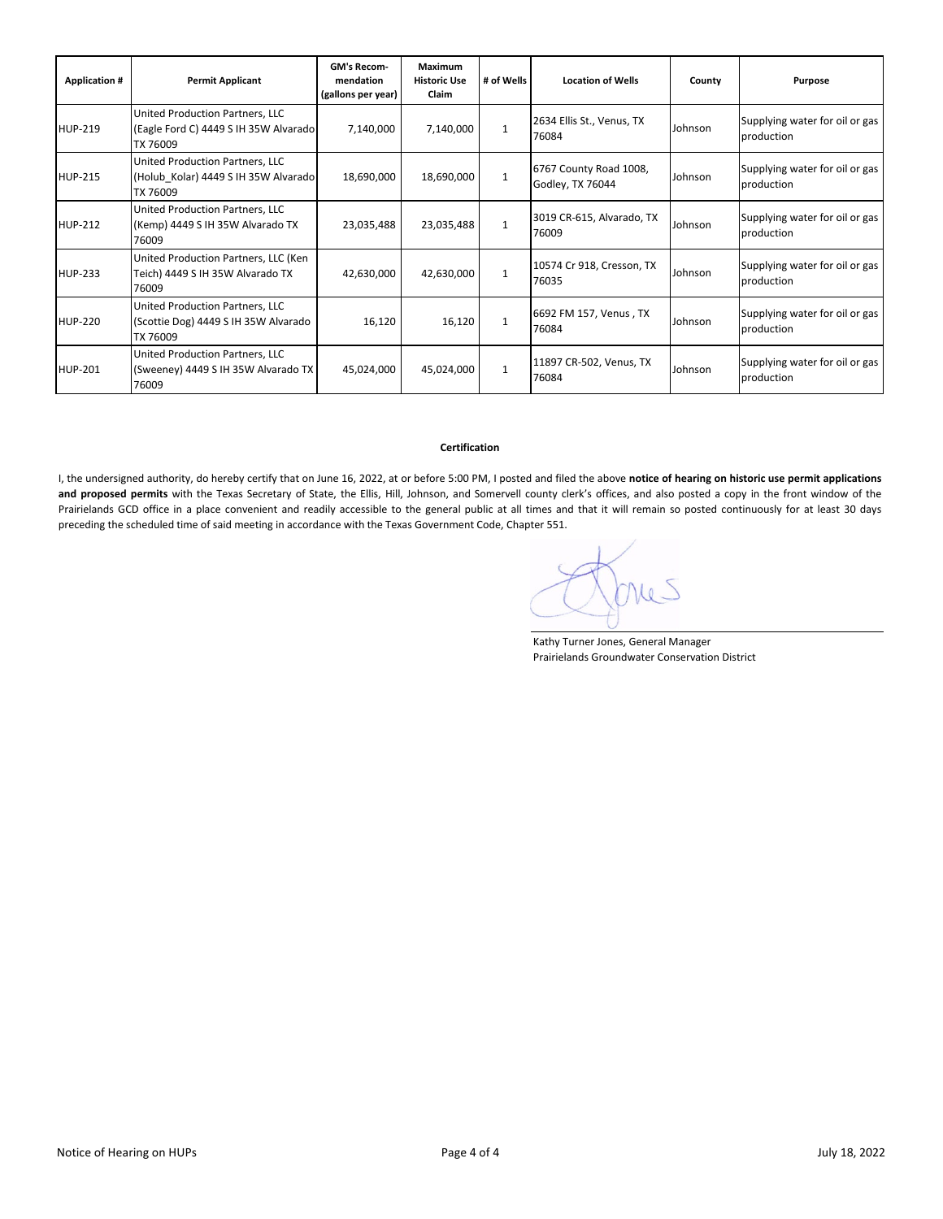| Application # | Permit Applicant | GM's Recom-mendation (gallons per year) | Maximum Historic Use Claim | # of Wells | Location of Wells | County | Purpose |
|---|---|---|---|---|---|---|---|
| HUP-219 | United Production Partners, LLC (Eagle Ford C) 4449 S IH 35W Alvarado TX 76009 | 7,140,000 | 7,140,000 | 1 | 2634 Ellis St., Venus, TX 76084 | Johnson | Supplying water for oil or gas production |
| HUP-215 | United Production Partners, LLC (Holub_Kolar) 4449 S IH 35W Alvarado TX 76009 | 18,690,000 | 18,690,000 | 1 | 6767 County Road 1008, Godley, TX 76044 | Johnson | Supplying water for oil or gas production |
| HUP-212 | United Production Partners, LLC (Kemp) 4449 S IH 35W Alvarado TX 76009 | 23,035,488 | 23,035,488 | 1 | 3019 CR-615, Alvarado, TX 76009 | Johnson | Supplying water for oil or gas production |
| HUP-233 | United Production Partners, LLC (Ken Teich) 4449 S IH 35W Alvarado TX 76009 | 42,630,000 | 42,630,000 | 1 | 10574 Cr 918, Cresson, TX 76035 | Johnson | Supplying water for oil or gas production |
| HUP-220 | United Production Partners, LLC (Scottie Dog) 4449 S IH 35W Alvarado TX 76009 | 16,120 | 16,120 | 1 | 6692 FM 157, Venus , TX 76084 | Johnson | Supplying water for oil or gas production |
| HUP-201 | United Production Partners, LLC (Sweeney) 4449 S IH 35W Alvarado TX 76009 | 45,024,000 | 45,024,000 | 1 | 11897 CR-502, Venus, TX 76084 | Johnson | Supplying water for oil or gas production |

**Certification**

I, the undersigned authority, do hereby certify that on June 16, 2022, at or before 5:00 PM, I posted and filed the above **notice of hearing on historic use permit applications and proposed permits** with the Texas Secretary of State, the Ellis, Hill, Johnson, and Somervell county clerk's offices, and also posted a copy in the front window of the Prairielands GCD office in a place convenient and readily accessible to the general public at all times and that it will remain so posted continuously for at least 30 days preceding the scheduled time of said meeting in accordance with the Texas Government Code, Chapter 551.

Kathy Turner Jones, General Manager
Prairielands Groundwater Conservation District